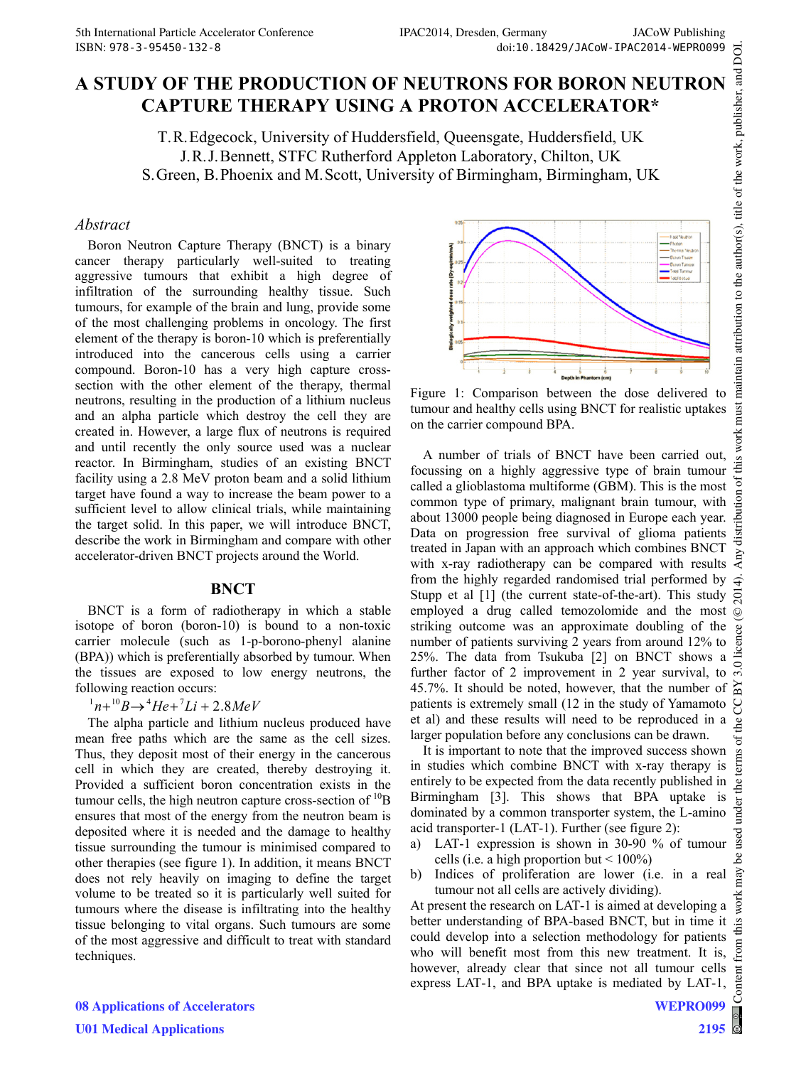# A STUDY OF THE PRODUCTION OF NEUTRONS FOR BORON NEUTRON CAPTURE THERAPY USING A PROTON ACCELERATOR*

T.R. Edgecock, University of Huddersfield, Queensgate, Huddersfield, UK
J.R.J. Bennett, STFC Rutherford Appleton Laboratory, Chilton, UK
S. Green, B. Phoenix and M. Scott, University of Birmingham, Birmingham, UK

## Abstract

Boron Neutron Capture Therapy (BNCT) is a binary cancer therapy particularly well-suited to treating aggressive tumours that exhibit a high degree of infiltration of the surrounding healthy tissue. Such tumours, for example of the brain and lung, provide some of the most challenging problems in oncology. The first element of the therapy is boron-10 which is preferentially introduced into the cancerous cells using a carrier compound. Boron-10 has a very high capture cross-section with the other element of the therapy, thermal neutrons, resulting in the production of a lithium nucleus and an alpha particle which destroy the cell they are created in. However, a large flux of neutrons is required and until recently the only source used was a nuclear reactor. In Birmingham, studies of an existing BNCT facility using a 2.8 MeV proton beam and a solid lithium target have found a way to increase the beam power to a sufficient level to allow clinical trials, while maintaining the target solid. In this paper, we will introduce BNCT, describe the work in Birmingham and compare with other accelerator-driven BNCT projects around the World.

## BNCT

BNCT is a form of radiotherapy in which a stable isotope of boron (boron-10) is bound to a non-toxic carrier molecule (such as 1-p-borono-phenyl alanine (BPA)) which is preferentially absorbed by tumour. When the tissues are exposed to low energy neutrons, the following reaction occurs:

$$^{1}n + ^{10}B \rightarrow ^{4}He + ^{7}Li + 2.8MeV$$

The alpha particle and lithium nucleus produced have mean free paths which are the same as the cell sizes. Thus, they deposit most of their energy in the cancerous cell in which they are created, thereby destroying it. Provided a sufficient boron concentration exists in the tumour cells, the high neutron capture cross-section of $^{10}B$ ensures that most of the energy from the neutron beam is deposited where it is needed and the damage to healthy tissue surrounding the tumour is minimised compared to other therapies (see figure 1). In addition, it means BNCT does not rely heavily on imaging to define the target volume to be treated so it is particularly well suited for tumours where the disease is infiltrating into the healthy tissue belonging to vital organs. Such tumours are some of the most aggressive and difficult to treat with standard techniques.

Figure 1: Comparison between the dose delivered to tumour and healthy cells using BNCT for realistic uptakes on the carrier compound BPA.

A number of trials of BNCT have been carried out, focussing on a highly aggressive type of brain tumour called a glioblastoma multiforme (GBM). This is the most common type of primary, malignant brain tumour, with about 13000 people being diagnosed in Europe each year. Data on progression free survival of glioma patients treated in Japan with an approach which combines BNCT with x-ray radiotherapy can be compared with results from the highly regarded randomised trial performed by Stupp et al [1] (the current state-of-the-art). This study employed a drug called temozolomide and the most striking outcome was an approximate doubling of the number of patients surviving 2 years from around 12% to 25%. The data from Tsukuba [2] on BNCT shows a further factor of 2 improvement in 2 year survival, to 45.7%. It should be noted, however, that the number of patients is extremely small (12 in the study of Yamamoto et al) and these results will need to be reproduced in a larger population before any conclusions can be drawn.

It is important to note that the improved success shown in studies which combine BNCT with x-ray therapy is entirely to be expected from the data recently published in Birmingham [3]. This shows that BPA uptake is dominated by a common transporter system, the L-amino acid transporter-1 (LAT-1). Further (see figure 2):

a) LAT-1 expression is shown in 30-90 % of tumour cells (i.e. a high proportion but < 100%)
b) Indices of proliferation are lower (i.e. in a real tumour not all cells are actively dividing).

At present the research on LAT-1 is aimed at developing a better understanding of BPA-based BNCT, but in time it could develop into a selection methodology for patients who will benefit most from this new treatment. It is, however, already clear that since not all tumour cells express LAT-1, and BPA uptake is mediated by LAT-1,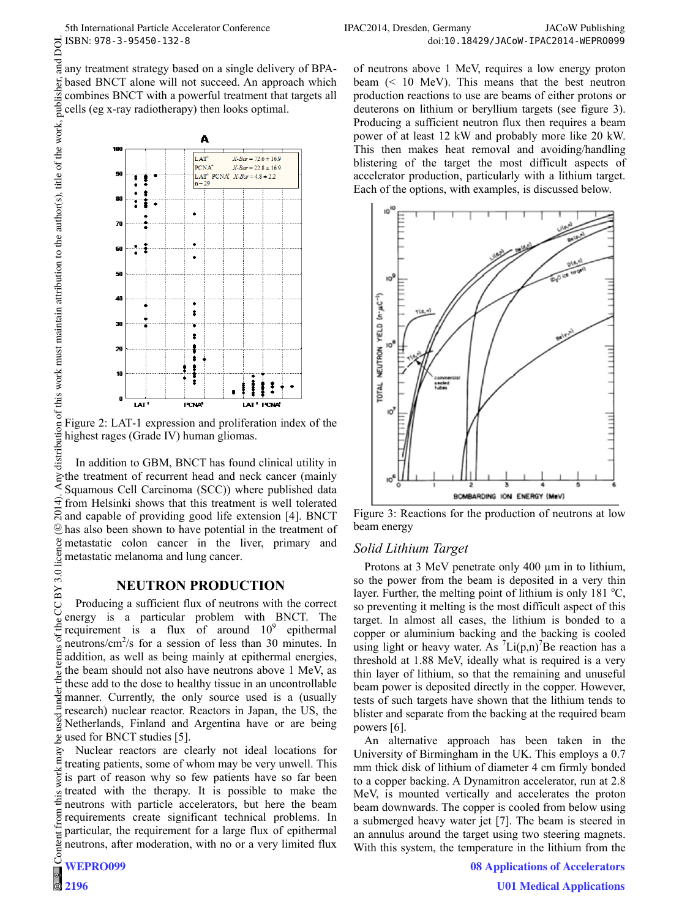any treatment strategy based on a single delivery of BPA-based BNCT alone will not succeed. An approach which combines BNCT with a powerful treatment that targets all cells (eg x-ray radiotherapy) then looks optimal.

Figure 2: LAT-1 expression and proliferation index of the highest rages (Grade IV) human gliomas.

In addition to GBM, BNCT has found clinical utility in the treatment of recurrent head and neck cancer (mainly Squamous Cell Carcinoma (SCC)) where published data from Helsinki shows that this treatment is well tolerated and capable of providing good life extension [4]. BNCT has also been shown to have potential in the treatment of metastatic colon cancer in the liver, primary and metastatic melanoma and lung cancer.

## NEUTRON PRODUCTION

Producing a sufficient flux of neutrons with the correct energy is a particular problem with BNCT. The requirement is a flux of around $10^9$ epithermal neutrons/cm$^2$/s for a session of less than 30 minutes. In addition, as well as being mainly at epithermal energies, the beam should not also have neutrons above 1 MeV, as these add to the dose to healthy tissue in an uncontrollable manner. Currently, the only source used is a (usually research) nuclear reactor. Reactors in Japan, the US, the Netherlands, Finland and Argentina have or are being used for BNCT studies [5].

Nuclear reactors are clearly not ideal locations for treating patients, some of whom may be very unwell. This is part of reason why so few patients have so far been treated with the therapy. It is possible to make neutrons with particle accelerators, but here the beam requirements create significant technical problems. In particular, the requirement for a large flux of epithermal neutrons, after moderation, with no or a very limited flux of neutrons above 1 MeV, requires a low energy proton beam (< 10 MeV). This means that the best neutron production reactions to use are beams of either protons or deuterons on lithium or beryllium targets (see figure 3). Producing a sufficient neutron flux then requires a beam power of at least 12 kW and probably more like 20 kW. This then makes heat removal and avoiding/handling blistering of the target the most difficult aspects of accelerator production, particularly with a lithium target. Each of the options, with examples, is discussed below.

Figure 3: Reactions for the production of neutrons at low beam energy

### *Solid Lithium Target*

Protons at 3 MeV penetrate only 400 µm in to lithium, so the power from the beam is deposited in a very thin layer. Further, the melting point of lithium is only 181 °C, so preventing it melting is the most difficult aspect of this target. In almost all cases, the lithium is bonded to a copper or aluminium backing and the backing is cooled using light or heavy water. As $^7$Li(p,n)$^7$Be reaction has a threshold at 1.88 MeV, ideally what is required is a very thin layer of lithium, so that the remaining and unuseful beam power is deposited directly in the copper. However, tests of such targets have shown that the lithium tends to blister and separate from the backing at the required beam powers [6].

An alternative approach has been taken in the University of Birmingham in the UK. This employs a 0.7 mm thick disk of lithium of diameter 4 cm firmly bonded to a copper backing. A Dynamitron accelerator, run at 2.8 MeV, is mounted vertically and accelerates the proton beam downwards. The copper is cooled from below using a submerged heavy water jet [7]. The beam is steered in an annulus around the target using two steering magnets. With this system, the temperature in the lithium from the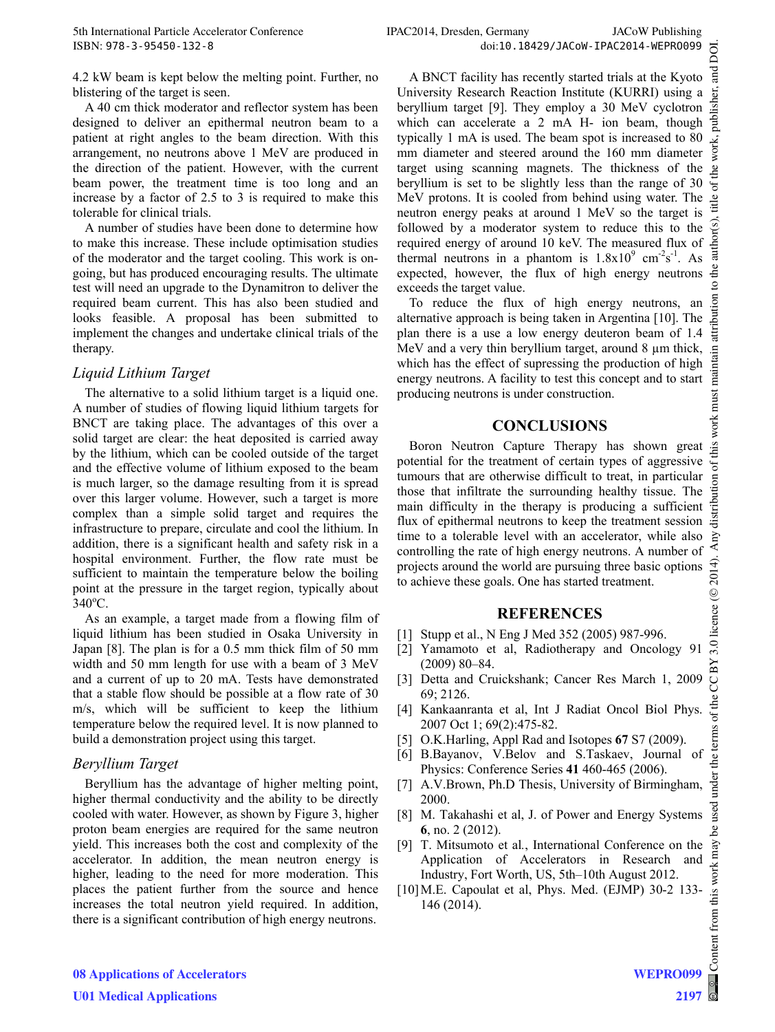4.2 kW beam is kept below the melting point. Further, no blistering of the target is seen.

A 40 cm thick moderator and reflector system has been designed to deliver an epithermal neutron beam to a patient at right angles to the beam direction. With this arrangement, no neutrons above 1 MeV are produced in the direction of the patient. However, with the current beam power, the treatment time is too long and an increase by a factor of 2.5 to 3 is required to make this tolerable for clinical trials.

A number of studies have been done to determine how to make this increase. These include optimisation studies of the moderator and the target cooling. This work is on-going, but has produced encouraging results. The ultimate test will need an upgrade to the Dynamitron to deliver the required beam current. This has also been studied and looks feasible. A proposal has been submitted to implement the changes and undertake clinical trials of the therapy.

### *Liquid Lithium Target*

The alternative to a solid lithium target is a liquid one. A number of studies of flowing liquid lithium targets for BNCT are taking place. The advantages of this over a solid target are clear: the heat deposited is carried away by the lithium, which can be cooled outside of the target and the effective volume of lithium exposed to the beam is much larger, so the damage resulting from it is spread over this larger volume. However, such a target is more complex than a simple solid target and requires the infrastructure to prepare, circulate and cool the lithium. In addition, there is a significant health and safety risk in a hospital environment. Further, the flow rate must be sufficient to maintain the temperature below the boiling point at the pressure in the target region, typically about 340°C.

As an example, a target made from a flowing film of liquid lithium has been studied in Osaka University in Japan [8]. The plan is for a 0.5 mm thick film of 50 mm width and 50 mm length for use with a beam of 3 MeV and a current of up to 20 mA. Tests have demonstrated that a stable flow should be possible at a flow rate of 30 m/s, which will be sufficient to keep the lithium temperature below the required level. It is now planned to build a demonstration project using this target.

### *Beryllium Target*

Beryllium has the advantage of higher melting point, higher thermal conductivity and the ability to be directly cooled with water. However, as shown by Figure 3, higher proton beam energies are required for the same neutron yield. This increases both the cost and complexity of the accelerator. In addition, the mean neutron energy is higher, leading to the need for more moderation. This places the patient further from the source and hence increases the total neutron yield required. In addition, there is a significant contribution of high energy neutrons.

A BNCT facility has recently started trials at the Kyoto University Research Reaction Institute (KURRI) using a beryllium target [9]. They employ a 30 MeV cyclotron which can accelerate a 2 mA H- ion beam, though typically 1 mA is used. The beam spot is increased to 80 mm diameter and steered around the 160 mm diameter target using scanning magnets. The thickness of the beryllium is set to be slightly less than the range of 30 MeV protons. It is cooled from behind using water. The neutron energy peaks at around 1 MeV so the target is followed by a moderator system to reduce this to the required energy of around 10 keV. The measured flux of thermal neutrons in a phantom is $1.8 \times 10^9$ cm$^{-2}$s$^{-1}$. As expected, however, the flux of high energy neutrons exceeds the target value.

To reduce the flux of high energy neutrons, an alternative approach is being taken in Argentina [10]. The plan there is a use a low energy deuteron beam of 1.4 MeV and a very thin beryllium target, around 8 µm thick, which has the effect of supressing the production of high energy neutrons. A facility to test this concept and to start producing neutrons is under construction.

## CONCLUSIONS

Boron Neutron Capture Therapy has shown great potential for the treatment of certain types of aggressive tumours that are otherwise difficult to treat, in particular those that infiltrate the surrounding healthy tissue. The main difficulty in the therapy is producing a sufficient flux of epithermal neutrons to keep the treatment session time to a tolerable level with an accelerator, while also controlling the rate of high energy neutrons. A number of projects around the world are pursuing three basic options to achieve these goals. One has started treatment.

## REFERENCES

[1] Stupp et al., N Eng J Med 352 (2005) 987-996.

[2] Yamamoto et al, Radiotherapy and Oncology 91 (2009) 80–84.

[3] Detta and Cruickshank; Cancer Res March 1, 2009 69; 2126.

[4] Kankaanranta et al, Int J Radiat Oncol Biol Phys. 2007 Oct 1; 69(2):475-82.

[5] O.K.Harling, Appl Rad and Isotopes **67** S7 (2009).

[6] B.Bayanov, V.Belov and S.Taskaev, Journal of Physics: Conference Series **41** 460-465 (2006).

[7] A.V.Brown, Ph.D Thesis, University of Birmingham, 2000.

[8] M. Takahashi et al, J. of Power and Energy Systems **6**, no. 2 (2012).

[9] T. Mitsumoto et al., International Conference on the Application of Accelerators in Research and Industry, Fort Worth, US, 5th–10th August 2012.

[10] M.E. Capoulat et al, Phys. Med. (EJMP) 30-2 133-146 (2014).